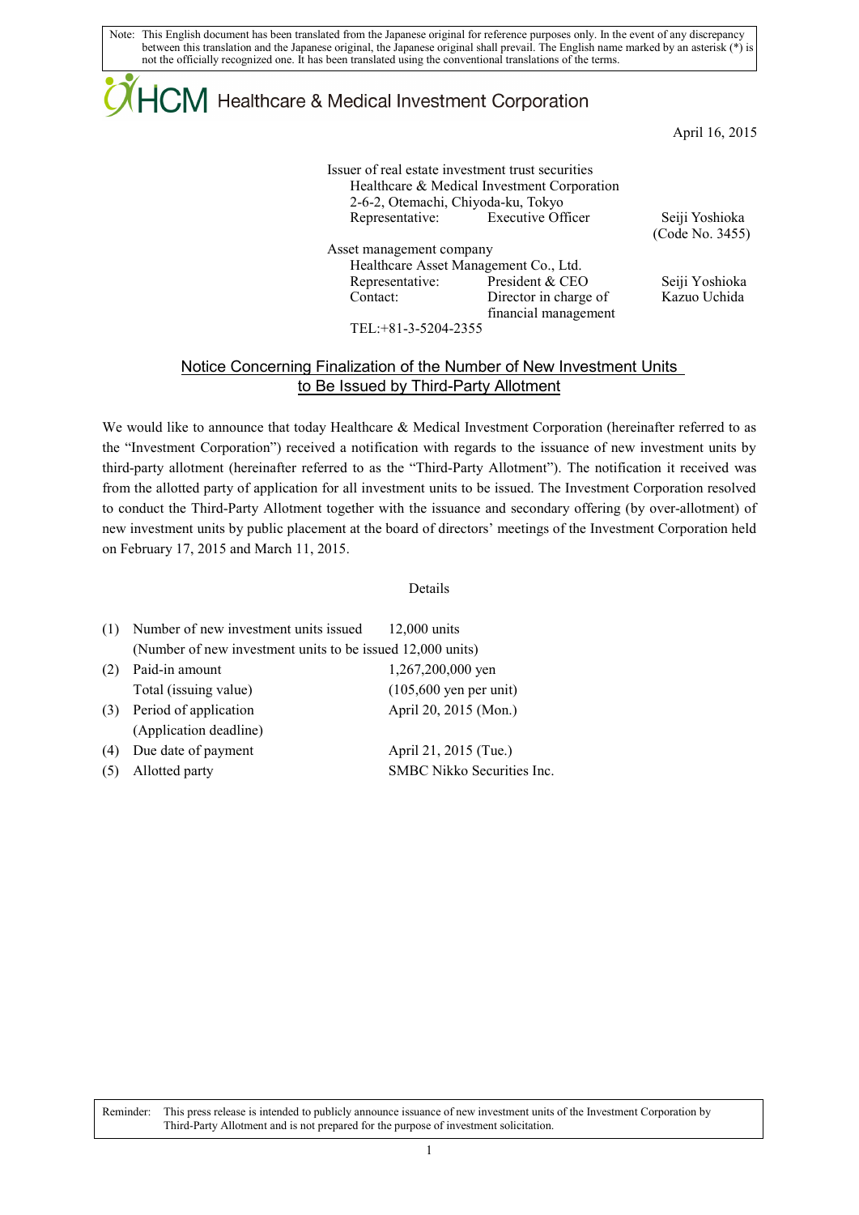Note: This English document has been translated from the Japanese original for reference purposes only. In the event of any discrepancy between this translation and the Japanese original, the Japanese original shall prevail. The English name marked by an asterisk (*) is not the officially recognized one. It has been translated using the conventional translations of the terms.

HCM Healthcare & Medical Investment Corporation

April 16, 2015

Issuer of real estate investment trust securities
Healthcare & Medical Investment Corporation
2-6-2, Otemachi, Chiyoda-ku, Tokyo
Representative: Executive Officer Seiji Yoshioka
(Code No. 3455)

Asset management company
Healthcare Asset Management Co., Ltd.
Representative: President & CEO Seiji Yoshioka
Contact: Director in charge of financial management Kazuo Uchida
TEL:+81-3-5204-2355

## Notice Concerning Finalization of the Number of New Investment Units to Be Issued by Third-Party Allotment

We would like to announce that today Healthcare & Medical Investment Corporation (hereinafter referred to as the "Investment Corporation") received a notification with regards to the issuance of new investment units by third-party allotment (hereinafter referred to as the "Third-Party Allotment"). The notification it received was from the allotted party of application for all investment units to be issued. The Investment Corporation resolved to conduct the Third-Party Allotment together with the issuance and secondary offering (by over-allotment) of new investment units by public placement at the board of directors' meetings of the Investment Corporation held on February 17, 2015 and March 11, 2015.

Details

(1) Number of new investment units issued 12,000 units
(Number of new investment units to be issued 12,000 units)

(2) Paid-in amount 1,267,200,000 yen
Total (issuing value) (105,600 yen per unit)

(3) Period of application April 20, 2015 (Mon.)
(Application deadline)

(4) Due date of payment April 21, 2015 (Tue.)

(5) Allotted party SMBC Nikko Securities Inc.

Reminder: This press release is intended to publicly announce issuance of new investment units of the Investment Corporation by Third-Party Allotment and is not prepared for the purpose of investment solicitation.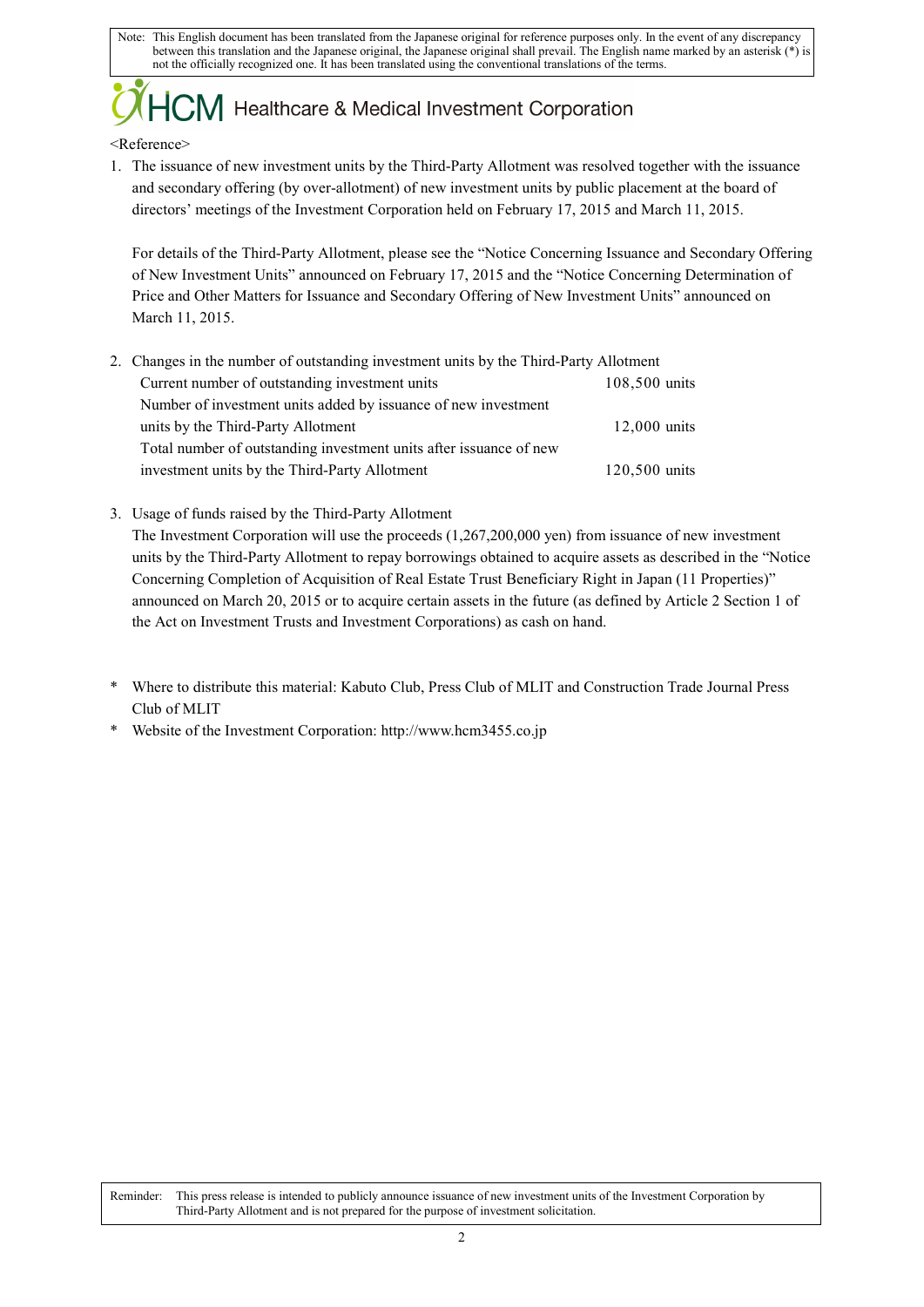Note: This English document has been translated from the Japanese original for reference purposes only. In the event of any discrepancy between this translation and the Japanese original, the Japanese original shall prevail. The English name marked by an asterisk (*) is not the officially recognized one. It has been translated using the conventional translations of the terms.

HCM Healthcare & Medical Investment Corporation

<Reference>

1. The issuance of new investment units by the Third-Party Allotment was resolved together with the issuance and secondary offering (by over-allotment) of new investment units by public placement at the board of directors' meetings of the Investment Corporation held on February 17, 2015 and March 11, 2015.

   For details of the Third-Party Allotment, please see the "Notice Concerning Issuance and Secondary Offering of New Investment Units" announced on February 17, 2015 and the "Notice Concerning Determination of Price and Other Matters for Issuance and Secondary Offering of New Investment Units" announced on March 11, 2015.

2. Changes in the number of outstanding investment units by the Third-Party Allotment

| | |
|---|---|
| Current number of outstanding investment units | 108,500 units |
| Number of investment units added by issuance of new investment units by the Third-Party Allotment | 12,000 units |
| Total number of outstanding investment units after issuance of new investment units by the Third-Party Allotment | 120,500 units |

3. Usage of funds raised by the Third-Party Allotment

   The Investment Corporation will use the proceeds (1,267,200,000 yen) from issuance of new investment units by the Third-Party Allotment to repay borrowings obtained to acquire assets as described in the "Notice Concerning Completion of Acquisition of Real Estate Trust Beneficiary Right in Japan (11 Properties)" announced on March 20, 2015 or to acquire certain assets in the future (as defined by Article 2 Section 1 of the Act on Investment Trusts and Investment Corporations) as cash on hand.

\* Where to distribute this material: Kabuto Club, Press Club of MLIT and Construction Trade Journal Press Club of MLIT

\* Website of the Investment Corporation: http://www.hcm3455.co.jp

Reminder: This press release is intended to publicly announce issuance of new investment units of the Investment Corporation by Third-Party Allotment and is not prepared for the purpose of investment solicitation.